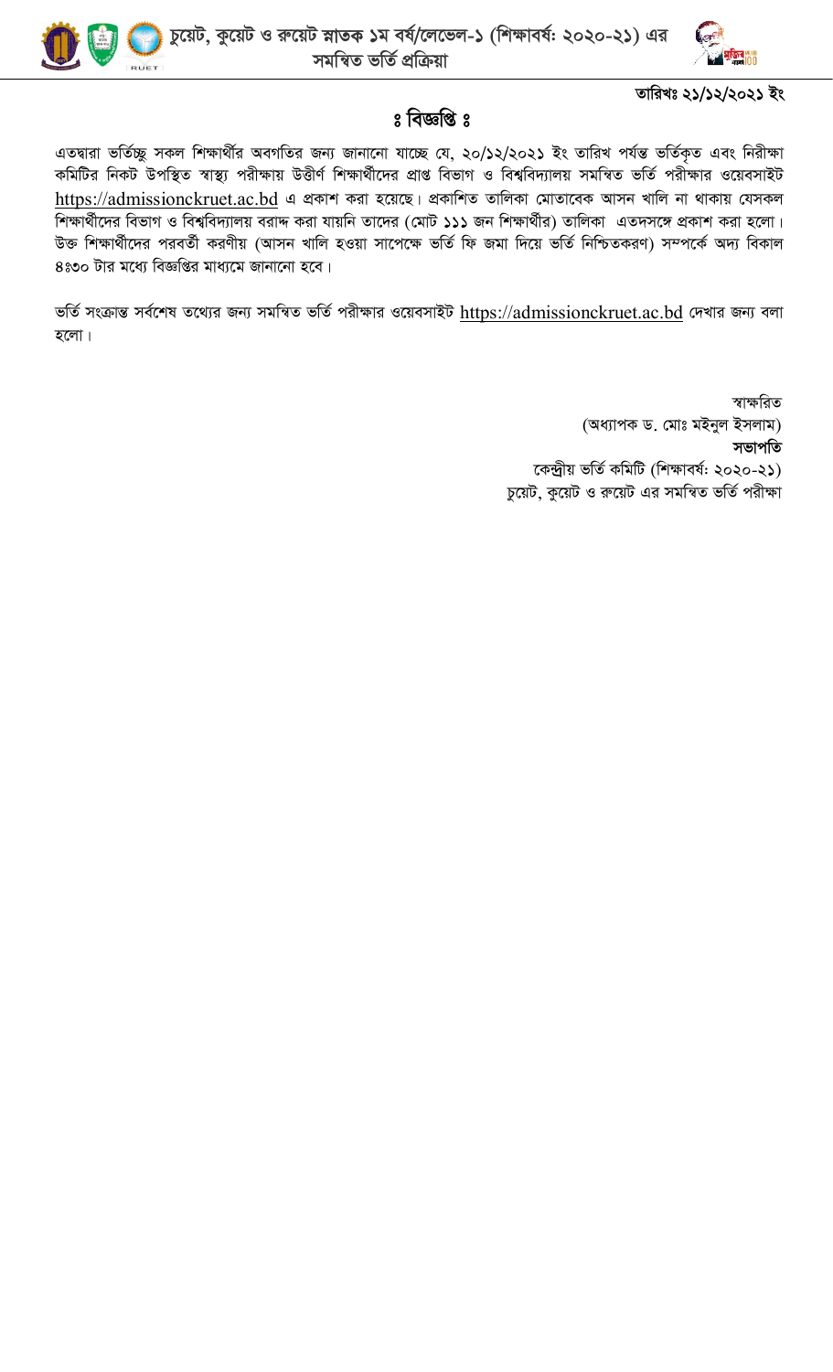# চুয়েট, কুয়েট ও রুয়েট স্নাতক ১ম বর্ষ/লেভেল-১ (শিক্ষাবর্ষ: ২০২০-২১) এর সমন্বিত ভর্তি প্রক্রিয়া

**তারিখঃ ২১/১২/২০২১ ইং**

## ঃ বিজ্ঞপ্তি ঃ

এতদ্বারা ভর্তিচ্ছু সকল শিক্ষার্থীর অবগতির জন্য জানানো যাচ্ছে যে, ২০/১২/২০২১ ইং তারিখ পর্যন্ত ভর্তিকৃত এবং নিরীক্ষা কমিটির নিকট উপস্থিত স্বাস্থ্য পরীক্ষায় উত্তীর্ণ শিক্ষার্থীদের প্রাপ্ত বিভাগ ও বিশ্ববিদ্যালয় সমন্বিত ভর্তি পরীক্ষার ওয়েবসাইট https://admissionckruet.ac.bd এ প্রকাশ করা হয়েছে। প্রকাশিত তালিকা মোতাবেক আসন খালি না থাকায় যেসকল শিক্ষার্থীদের বিভাগ ও বিশ্ববিদ্যালয় বরাদ্দ করা যায়নি তাদের (মোট **১১১** জন শিক্ষার্থীর) তালিকা এতদসঙ্গে প্রকাশ করা হলো। উক্ত শিক্ষার্থীদের পরবর্তী করণীয় (আসন খালি হওয়া সাপেক্ষে ভর্তি ফি জমা দিয়ে ভর্তি নিশ্চিতকরণ) সম্পর্কে অদ্য বিকাল ৪ঃ৩০ টার মধ্যে বিজ্ঞপ্তির মাধ্যমে জানানো হবে।

ভর্তি সংক্রান্ত সর্বশেষ তথ্যের জন্য সমন্বিত ভর্তি পরীক্ষার ওয়েবসাইট https://admissionckruet.ac.bd দেখার জন্য বলা হলো।

স্বাক্ষরিত
(অধ্যাপক ড. মোঃ মইনুল ইসলাম)
**সভাপতি**
কেন্দ্রীয় ভর্তি কমিটি (শিক্ষাবর্ষ: ২০২০-২১)
চুয়েট, কুয়েট ও রুয়েট এর সমন্বিত ভর্তি পরীক্ষা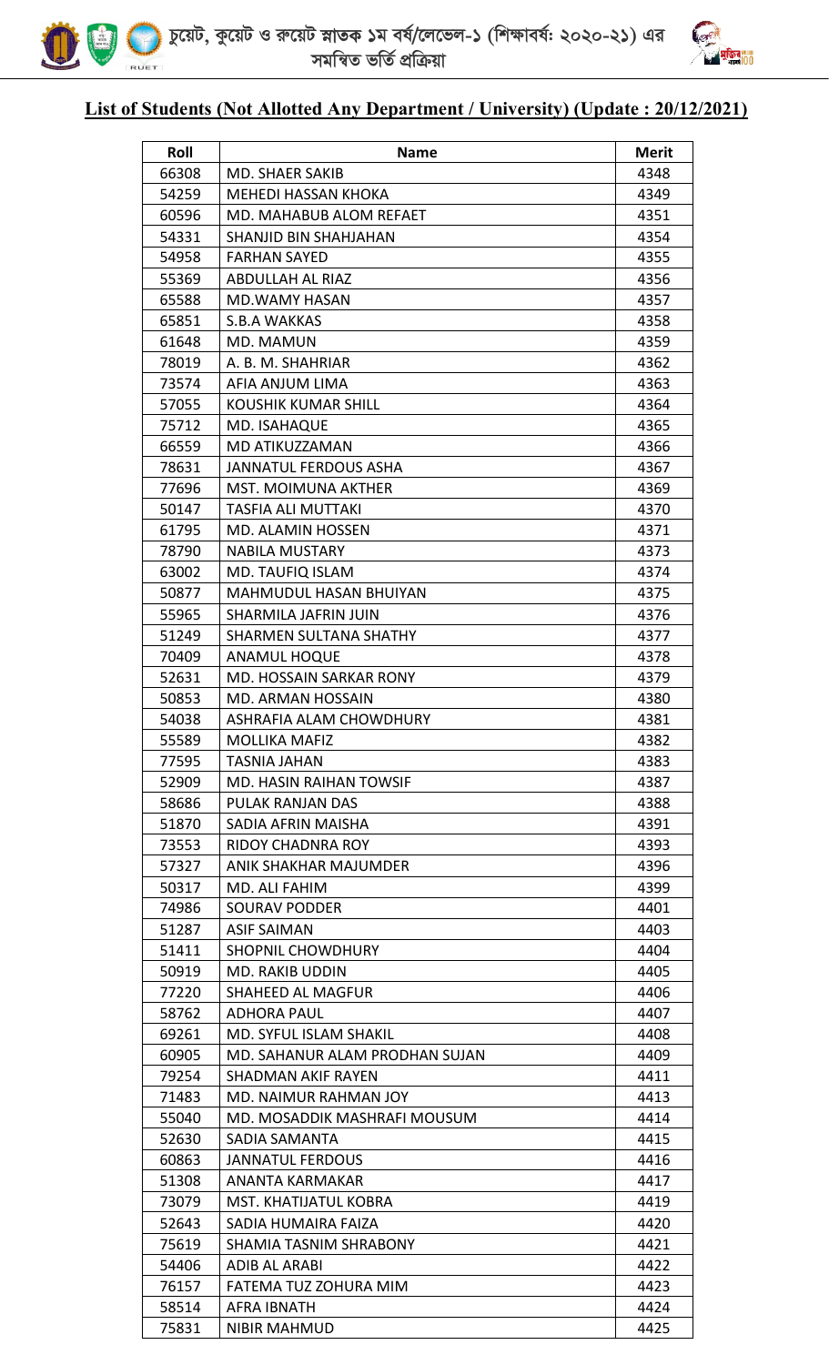## List of Students (Not Allotted Any Department / University) (Update : 20/12/2021)

| Roll | Name | Merit |
|---|---|---|
| 66308 | MD. SHAER SAKIB | 4348 |
| 54259 | MEHEDI HASSAN KHOKA | 4349 |
| 60596 | MD. MAHABUB ALOM REFAET | 4351 |
| 54331 | SHANJID BIN SHAHJAHAN | 4354 |
| 54958 | FARHAN SAYED | 4355 |
| 55369 | ABDULLAH AL RIAZ | 4356 |
| 65588 | MD.WAMY HASAN | 4357 |
| 65851 | S.B.A WAKKAS | 4358 |
| 61648 | MD. MAMUN | 4359 |
| 78019 | A. B. M. SHAHRIAR | 4362 |
| 73574 | AFIA ANJUM LIMA | 4363 |
| 57055 | KOUSHIK KUMAR SHILL | 4364 |
| 75712 | MD. ISAHAQUE | 4365 |
| 66559 | MD ATIKUZZAMAN | 4366 |
| 78631 | JANNATUL FERDOUS ASHA | 4367 |
| 77696 | MST. MOIMUNA AKTHER | 4369 |
| 50147 | TASFIA ALI MUTTAKI | 4370 |
| 61795 | MD. ALAMIN HOSSEN | 4371 |
| 78790 | NABILA MUSTARY | 4373 |
| 63002 | MD. TAUFIQ ISLAM | 4374 |
| 50877 | MAHMUDUL HASAN BHUIYAN | 4375 |
| 55965 | SHARMILA JAFRIN JUIN | 4376 |
| 51249 | SHARMEN SULTANA SHATHY | 4377 |
| 70409 | ANAMUL HOQUE | 4378 |
| 52631 | MD. HOSSAIN SARKAR RONY | 4379 |
| 50853 | MD. ARMAN HOSSAIN | 4380 |
| 54038 | ASHRAFIA ALAM CHOWDHURY | 4381 |
| 55589 | MOLLIKA MAFIZ | 4382 |
| 77595 | TASNIA JAHAN | 4383 |
| 52909 | MD. HASIN RAIHAN TOWSIF | 4387 |
| 58686 | PULAK RANJAN DAS | 4388 |
| 51870 | SADIA AFRIN MAISHA | 4391 |
| 73553 | RIDOY CHADNRA ROY | 4393 |
| 57327 | ANIK SHAKHAR MAJUMDER | 4396 |
| 50317 | MD. ALI FAHIM | 4399 |
| 74986 | SOURAV PODDER | 4401 |
| 51287 | ASIF SAIMAN | 4403 |
| 51411 | SHOPNIL CHOWDHURY | 4404 |
| 50919 | MD. RAKIB UDDIN | 4405 |
| 77220 | SHAHEED AL MAGFUR | 4406 |
| 58762 | ADHORA PAUL | 4407 |
| 69261 | MD. SYFUL ISLAM SHAKIL | 4408 |
| 60905 | MD. SAHANUR ALAM PRODHAN SUJAN | 4409 |
| 79254 | SHADMAN AKIF RAYEN | 4411 |
| 71483 | MD. NAIMUR RAHMAN JOY | 4413 |
| 55040 | MD. MOSADDIK MASHRAFI MOUSUM | 4414 |
| 52630 | SADIA SAMANTA | 4415 |
| 60863 | JANNATUL FERDOUS | 4416 |
| 51308 | ANANTA KARMAKAR | 4417 |
| 73079 | MST. KHATIJATUL KOBRA | 4419 |
| 52643 | SADIA HUMAIRA FAIZA | 4420 |
| 75619 | SHAMIA TASNIM SHRABONY | 4421 |
| 54406 | ADIB AL ARABI | 4422 |
| 76157 | FATEMA TUZ ZOHURA MIM | 4423 |
| 58514 | AFRA IBNATH | 4424 |
| 75831 | NIBIR MAHMUD | 4425 |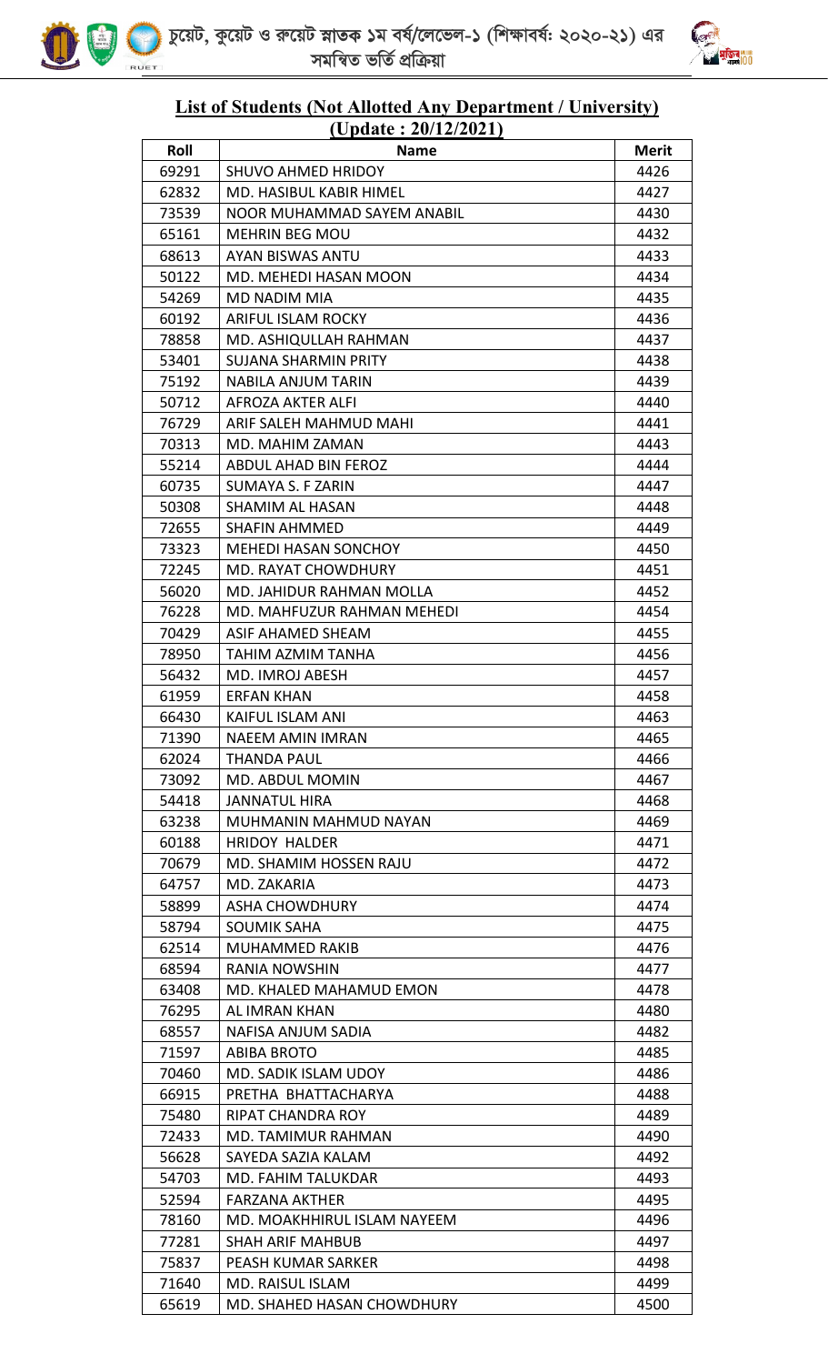চুয়েট, কুয়েট ও রুয়েট স্নাতক ১ম বর্ষ/লেভেল-১ (শিক্ষাবর্ষ: ২০২০-২১) এর সমন্বিত ভর্তি প্রক্রিয়া

## List of Students (Not Allotted Any Department / University)

## (Update : 20/12/2021)

| Roll | Name | Merit |
|---|---|---|
| 69291 | SHUVO AHMED HRIDOY | 4426 |
| 62832 | MD. HASIBUL KABIR HIMEL | 4427 |
| 73539 | NOOR MUHAMMAD SAYEM ANABIL | 4430 |
| 65161 | MEHRIN BEG MOU | 4432 |
| 68613 | AYAN BISWAS ANTU | 4433 |
| 50122 | MD. MEHEDI HASAN MOON | 4434 |
| 54269 | MD NADIM MIA | 4435 |
| 60192 | ARIFUL ISLAM ROCKY | 4436 |
| 78858 | MD. ASHIQULLAH RAHMAN | 4437 |
| 53401 | SUJANA SHARMIN PRITY | 4438 |
| 75192 | NABILA ANJUM TARIN | 4439 |
| 50712 | AFROZA AKTER ALFI | 4440 |
| 76729 | ARIF SALEH MAHMUD MAHI | 4441 |
| 70313 | MD. MAHIM ZAMAN | 4443 |
| 55214 | ABDUL AHAD BIN FEROZ | 4444 |
| 60735 | SUMAYA S. F ZARIN | 4447 |
| 50308 | SHAMIM AL HASAN | 4448 |
| 72655 | SHAFIN AHMMED | 4449 |
| 73323 | MEHEDI HASAN SONCHOY | 4450 |
| 72245 | MD. RAYAT CHOWDHURY | 4451 |
| 56020 | MD. JAHIDUR RAHMAN MOLLA | 4452 |
| 76228 | MD. MAHFUZUR RAHMAN MEHEDI | 4454 |
| 70429 | ASIF AHAMED SHEAM | 4455 |
| 78950 | TAHIM AZMIM TANHA | 4456 |
| 56432 | MD. IMROJ ABESH | 4457 |
| 61959 | ERFAN KHAN | 4458 |
| 66430 | KAIFUL ISLAM ANI | 4463 |
| 71390 | NAEEM AMIN IMRAN | 4465 |
| 62024 | THANDA PAUL | 4466 |
| 73092 | MD. ABDUL MOMIN | 4467 |
| 54418 | JANNATUL HIRA | 4468 |
| 63238 | MUHMANIN MAHMUD NAYAN | 4469 |
| 60188 | HRIDOY HALDER | 4471 |
| 70679 | MD. SHAMIM HOSSEN RAJU | 4472 |
| 64757 | MD. ZAKARIA | 4473 |
| 58899 | ASHA CHOWDHURY | 4474 |
| 58794 | SOUMIK SAHA | 4475 |
| 62514 | MUHAMMED RAKIB | 4476 |
| 68594 | RANIA NOWSHIN | 4477 |
| 63408 | MD. KHALED MAHAMUD EMON | 4478 |
| 76295 | AL IMRAN KHAN | 4480 |
| 68557 | NAFISA ANJUM SADIA | 4482 |
| 71597 | ABIBA BROTO | 4485 |
| 70460 | MD. SADIK ISLAM UDOY | 4486 |
| 66915 | PRETHA BHATTACHARYA | 4488 |
| 75480 | RIPAT CHANDRA ROY | 4489 |
| 72433 | MD. TAMIMUR RAHMAN | 4490 |
| 56628 | SAYEDA SAZIA KALAM | 4492 |
| 54703 | MD. FAHIM TALUKDAR | 4493 |
| 52594 | FARZANA AKTHER | 4495 |
| 78160 | MD. MOAKHHIRUL ISLAM NAYEEM | 4496 |
| 77281 | SHAH ARIF MAHBUB | 4497 |
| 75837 | PEASH KUMAR SARKER | 4498 |
| 71640 | MD. RAISUL ISLAM | 4499 |
| 65619 | MD. SHAHED HASAN CHOWDHURY | 4500 |